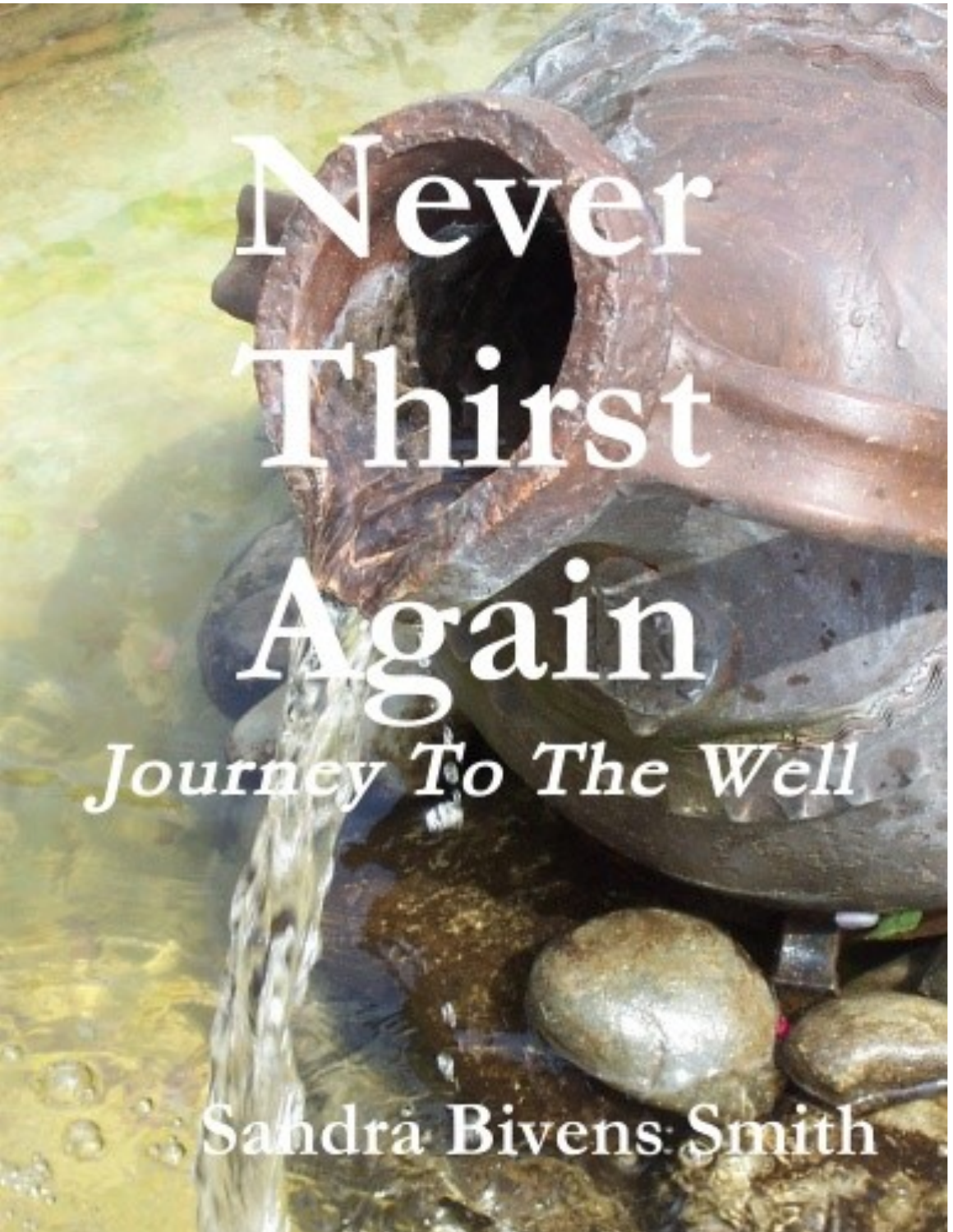# Never Thirst Again

## *Journey To The Well*

Sandra Bivens Smith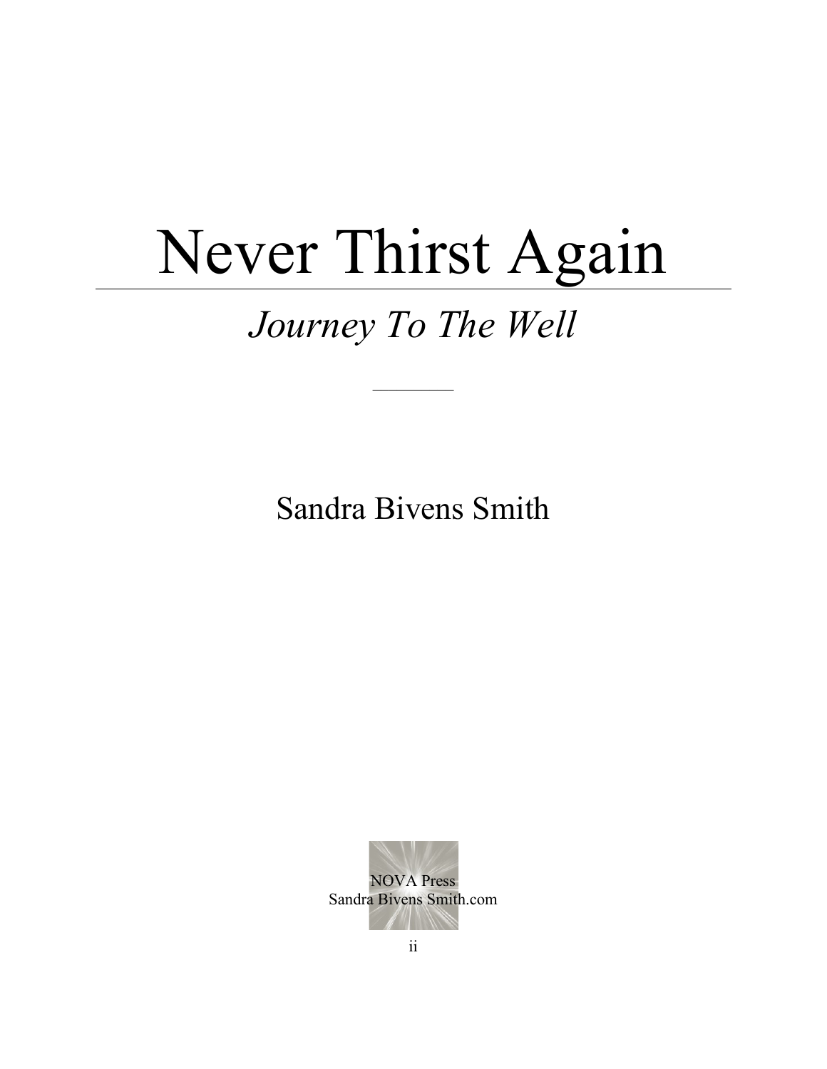# Never Thirst Again

## *Journey To The Well*

Sandra Bivens Smith

NOVA Press
Sandra Bivens Smith.com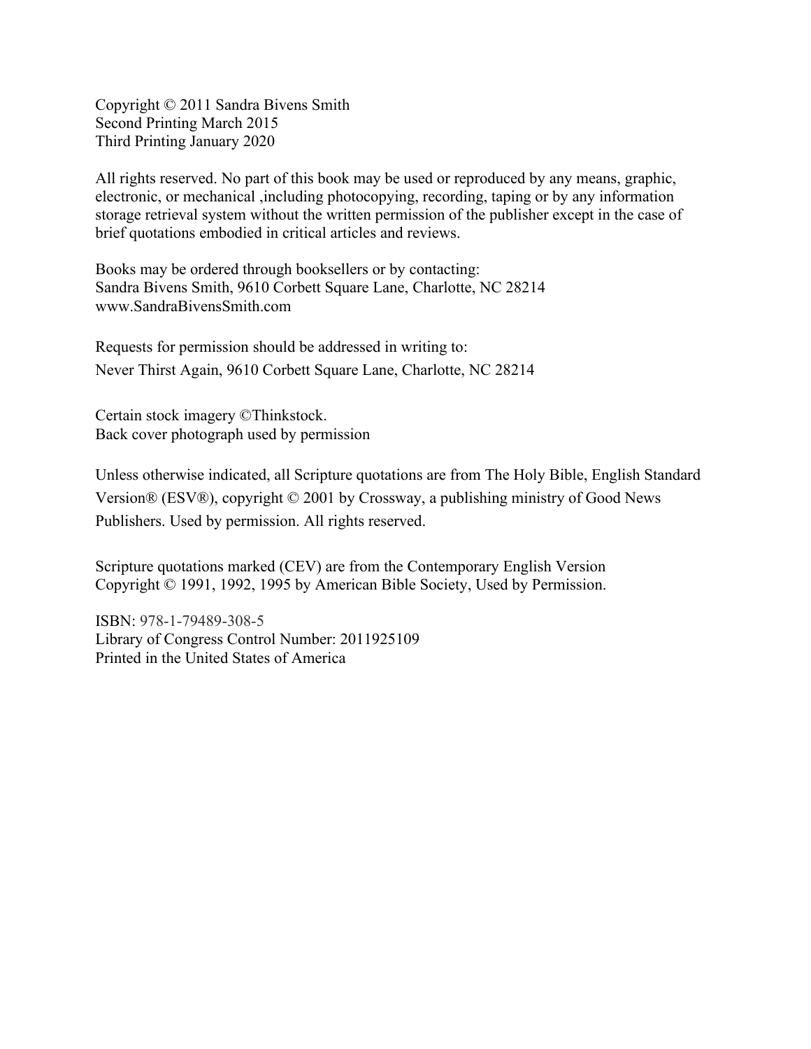Copyright © 2011 Sandra Bivens Smith
Second Printing March 2015
Third Printing January 2020

All rights reserved. No part of this book may be used or reproduced by any means, graphic, electronic, or mechanical ,including photocopying, recording, taping or by any information storage retrieval system without the written permission of the publisher except in the case of brief quotations embodied in critical articles and reviews.

Books may be ordered through booksellers or by contacting:
Sandra Bivens Smith, 9610 Corbett Square Lane, Charlotte, NC 28214
www.SandraBivensSmith.com

Requests for permission should be addressed in writing to:
Never Thirst Again, 9610 Corbett Square Lane, Charlotte, NC 28214

Certain stock imagery ©Thinkstock.
Back cover photograph used by permission

Unless otherwise indicated, all Scripture quotations are from The Holy Bible, English Standard Version® (ESV®), copyright © 2001 by Crossway, a publishing ministry of Good News Publishers. Used by permission. All rights reserved.

Scripture quotations marked (CEV) are from the Contemporary English Version
Copyright © 1991, 1992, 1995 by American Bible Society, Used by Permission.

ISBN: 978-1-79489-308-5
Library of Congress Control Number: 2011925109
Printed in the United States of America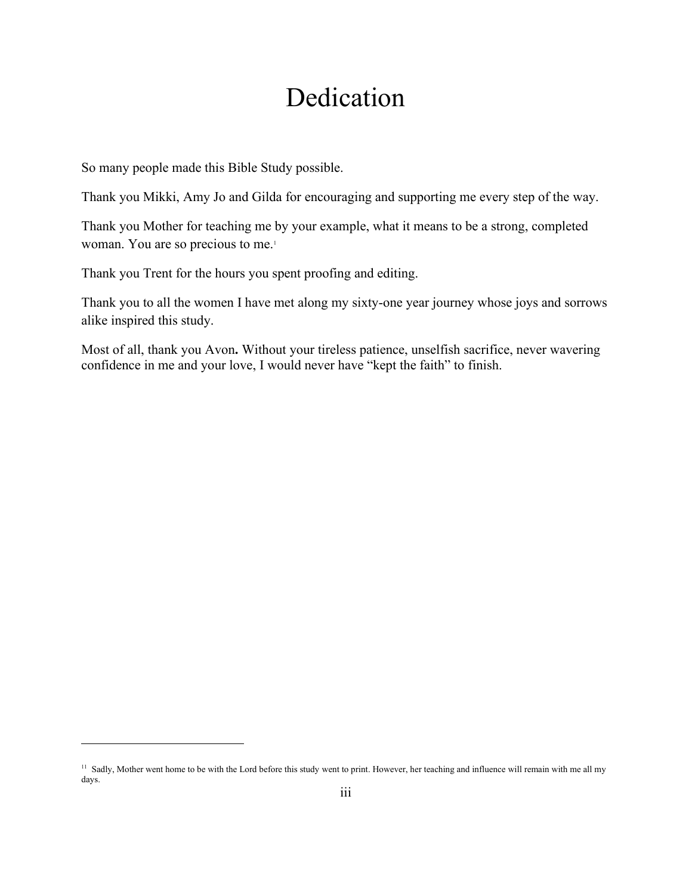# Dedication

So many people made this Bible Study possible.

Thank you Mikki, Amy Jo and Gilda for encouraging and supporting me every step of the way.

Thank you Mother for teaching me by your example, what it means to be a strong, completed woman. You are so precious to me.[1]

Thank you Trent for the hours you spent proofing and editing.

Thank you to all the women I have met along my sixty-one year journey whose joys and sorrows alike inspired this study.

Most of all, thank you Avon**.** Without your tireless patience, unselfish sacrifice, never wavering confidence in me and your love, I would never have "kept the faith" to finish.

---

[11] Sadly, Mother went home to be with the Lord before this study went to print. However, her teaching and influence will remain with me all my days.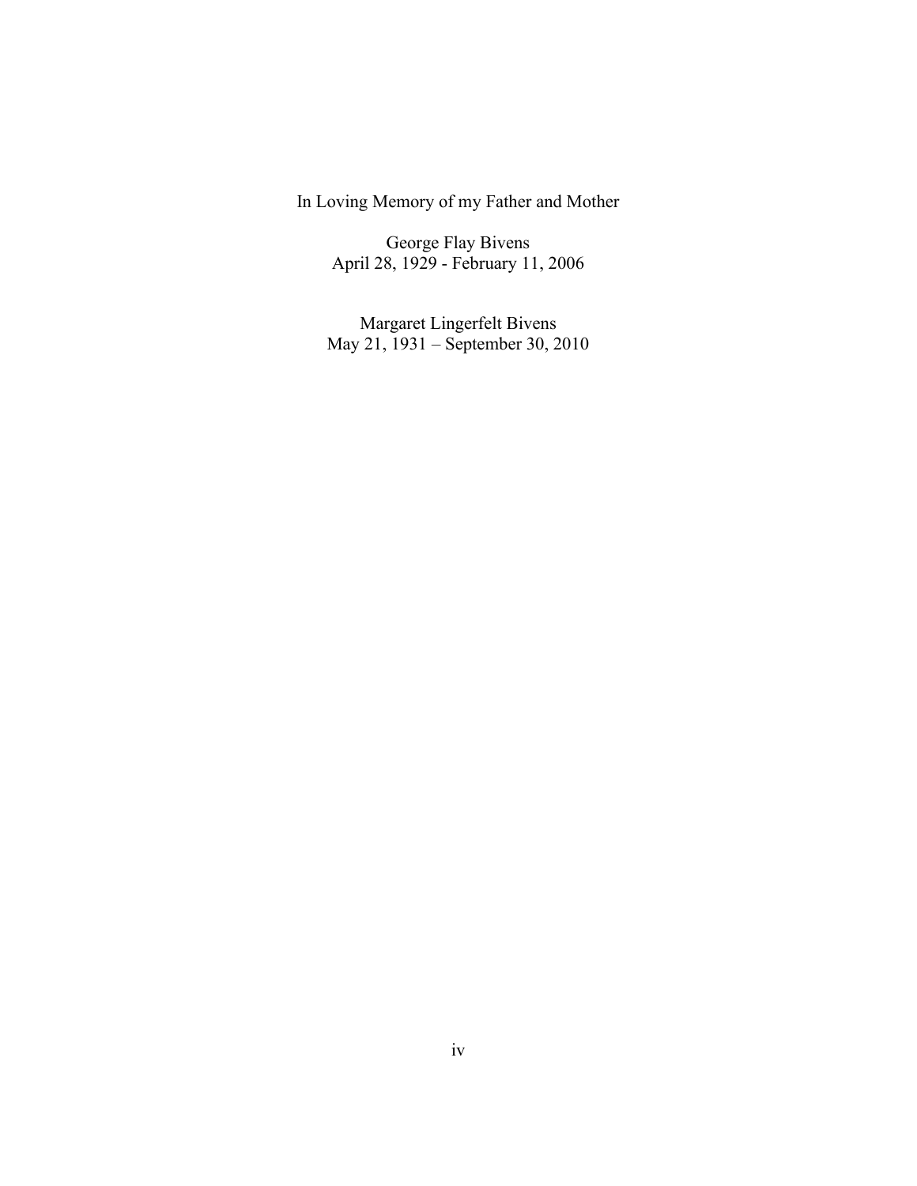In Loving Memory of my Father and Mother

George Flay Bivens
April 28, 1929 - February 11, 2006

Margaret Lingerfelt Bivens
May 21, 1931 – September 30, 2010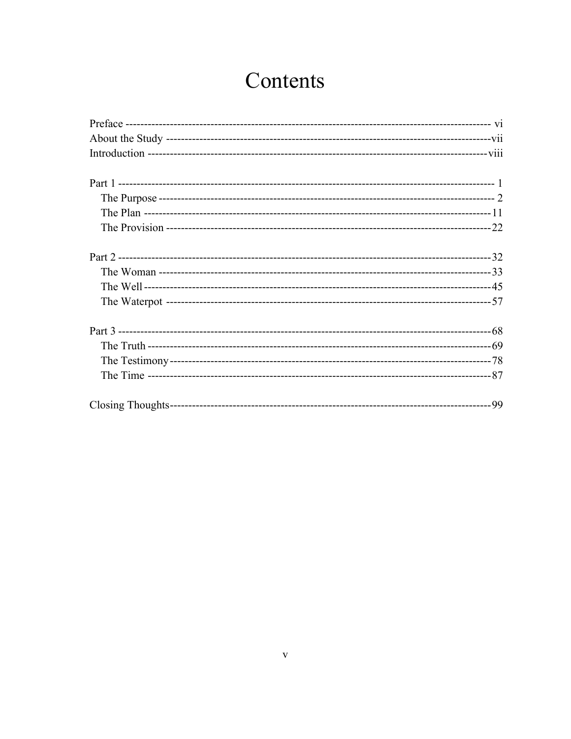# Contents

Preface ---------------------------------------------------------------------------------------------------- vi
About the Study ---------------------------------------------------------------------------------------------vii
Introduction -------------------------------------------------------------------------------------------------viii

Part 1 ---------------------------------------------------------------------------------------------------------- 1
- The Purpose ---------------------------------------------------------------------------------------------- 2
- The Plan --------------------------------------------------------------------------------------------------11
- The Provision --------------------------------------------------------------------------------------------22

Part 2 ---------------------------------------------------------------------------------------------------------32
- The Woman ----------------------------------------------------------------------------------------------33
- The Well --------------------------------------------------------------------------------------------------45
- The Waterpot --------------------------------------------------------------------------------------------57

Part 3 ---------------------------------------------------------------------------------------------------------68
- The Truth -------------------------------------------------------------------------------------------------69
- The Testimony -------------------------------------------------------------------------------------------78
- The Time --------------------------------------------------------------------------------------------------87

Closing Thoughts--------------------------------------------------------------------------------------------99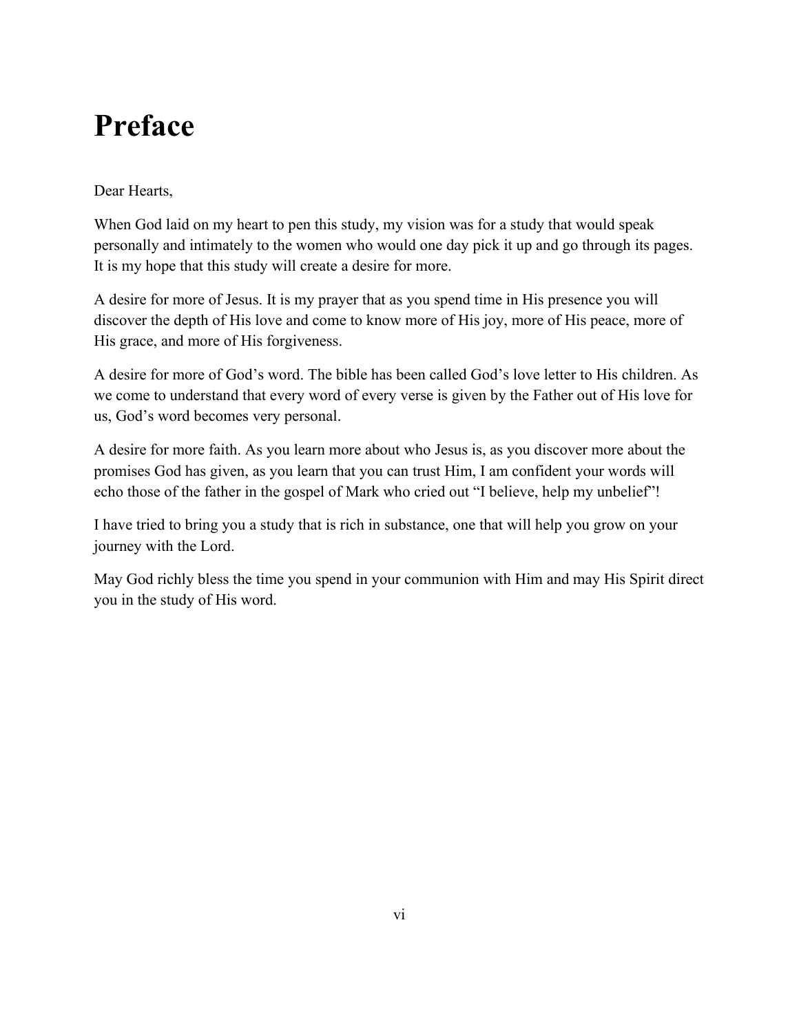# Preface

Dear Hearts,

When God laid on my heart to pen this study, my vision was for a study that would speak personally and intimately to the women who would one day pick it up and go through its pages. It is my hope that this study will create a desire for more.

A desire for more of Jesus. It is my prayer that as you spend time in His presence you will discover the depth of His love and come to know more of His joy, more of His peace, more of His grace, and more of His forgiveness.

A desire for more of God's word. The bible has been called God's love letter to His children. As we come to understand that every word of every verse is given by the Father out of His love for us, God's word becomes very personal.

A desire for more faith. As you learn more about who Jesus is, as you discover more about the promises God has given, as you learn that you can trust Him, I am confident your words will echo those of the father in the gospel of Mark who cried out "I believe, help my unbelief"!

I have tried to bring you a study that is rich in substance, one that will help you grow on your journey with the Lord.

May God richly bless the time you spend in your communion with Him and may His Spirit direct you in the study of His word.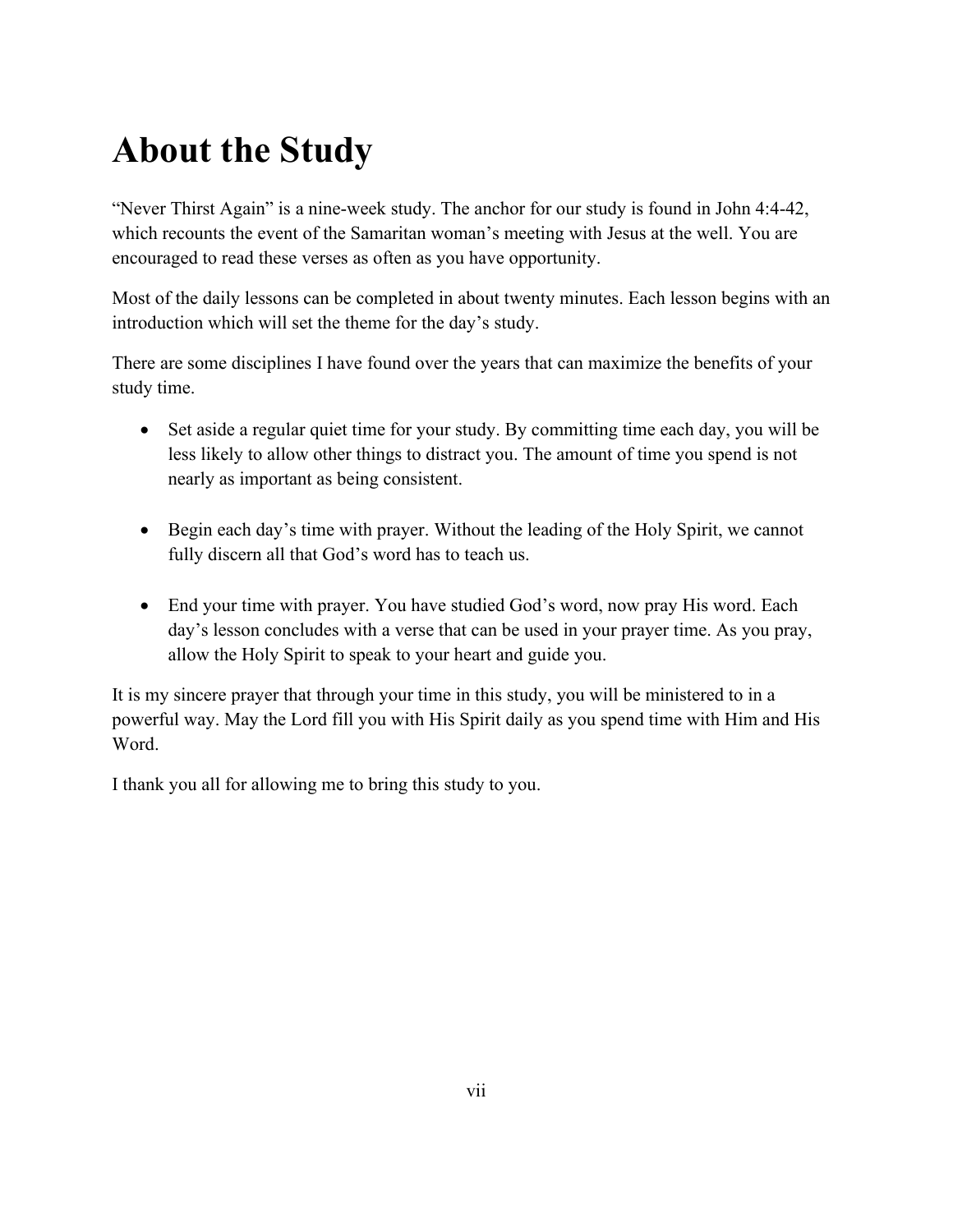# About the Study

"Never Thirst Again" is a nine-week study. The anchor for our study is found in John 4:4-42, which recounts the event of the Samaritan woman's meeting with Jesus at the well. You are encouraged to read these verses as often as you have opportunity.

Most of the daily lessons can be completed in about twenty minutes. Each lesson begins with an introduction which will set the theme for the day's study.

There are some disciplines I have found over the years that can maximize the benefits of your study time.

- Set aside a regular quiet time for your study. By committing time each day, you will be less likely to allow other things to distract you. The amount of time you spend is not nearly as important as being consistent.

- Begin each day's time with prayer. Without the leading of the Holy Spirit, we cannot fully discern all that God's word has to teach us.

- End your time with prayer. You have studied God's word, now pray His word. Each day's lesson concludes with a verse that can be used in your prayer time. As you pray, allow the Holy Spirit to speak to your heart and guide you.

It is my sincere prayer that through your time in this study, you will be ministered to in a powerful way. May the Lord fill you with His Spirit daily as you spend time with Him and His Word.

I thank you all for allowing me to bring this study to you.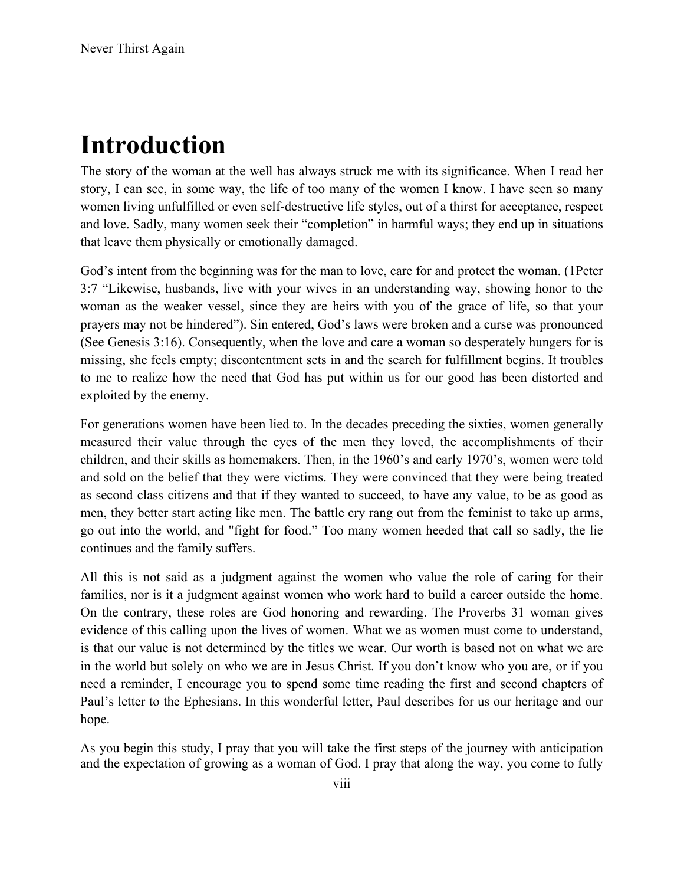# Introduction

The story of the woman at the well has always struck me with its significance. When I read her story, I can see, in some way, the life of too many of the women I know. I have seen so many women living unfulfilled or even self-destructive life styles, out of a thirst for acceptance, respect and love. Sadly, many women seek their "completion" in harmful ways; they end up in situations that leave them physically or emotionally damaged.

God's intent from the beginning was for the man to love, care for and protect the woman. (1Peter 3:7 "Likewise, husbands, live with your wives in an understanding way, showing honor to the woman as the weaker vessel, since they are heirs with you of the grace of life, so that your prayers may not be hindered"). Sin entered, God's laws were broken and a curse was pronounced (See Genesis 3:16). Consequently, when the love and care a woman so desperately hungers for is missing, she feels empty; discontentment sets in and the search for fulfillment begins. It troubles to me to realize how the need that God has put within us for our good has been distorted and exploited by the enemy.

For generations women have been lied to. In the decades preceding the sixties, women generally measured their value through the eyes of the men they loved, the accomplishments of their children, and their skills as homemakers. Then, in the 1960's and early 1970's, women were told and sold on the belief that they were victims. They were convinced that they were being treated as second class citizens and that if they wanted to succeed, to have any value, to be as good as men, they better start acting like men. The battle cry rang out from the feminist to take up arms, go out into the world, and "fight for food." Too many women heeded that call so sadly, the lie continues and the family suffers.

All this is not said as a judgment against the women who value the role of caring for their families, nor is it a judgment against women who work hard to build a career outside the home. On the contrary, these roles are God honoring and rewarding. The Proverbs 31 woman gives evidence of this calling upon the lives of women. What we as women must come to understand, is that our value is not determined by the titles we wear. Our worth is based not on what we are in the world but solely on who we are in Jesus Christ. If you don't know who you are, or if you need a reminder, I encourage you to spend some time reading the first and second chapters of Paul's letter to the Ephesians. In this wonderful letter, Paul describes for us our heritage and our hope.

As you begin this study, I pray that you will take the first steps of the journey with anticipation and the expectation of growing as a woman of God. I pray that along the way, you come to fully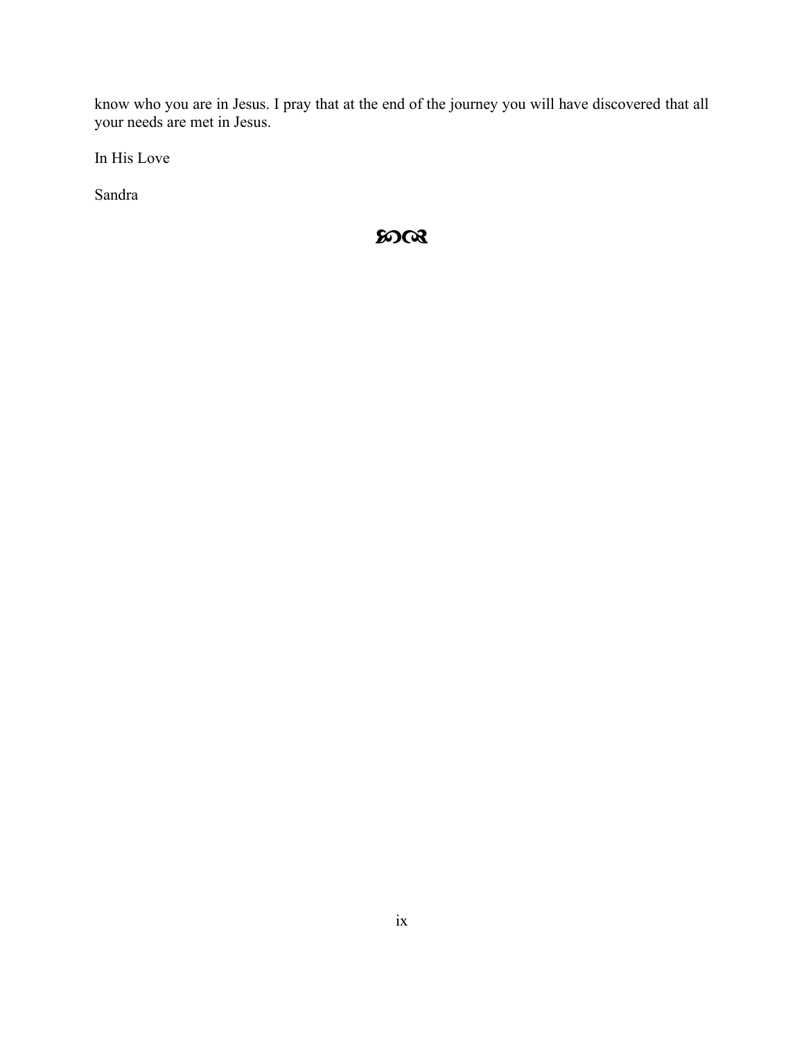know who you are in Jesus. I pray that at the end of the journey you will have discovered that all your needs are met in Jesus.

In His Love

Sandra

ꙮ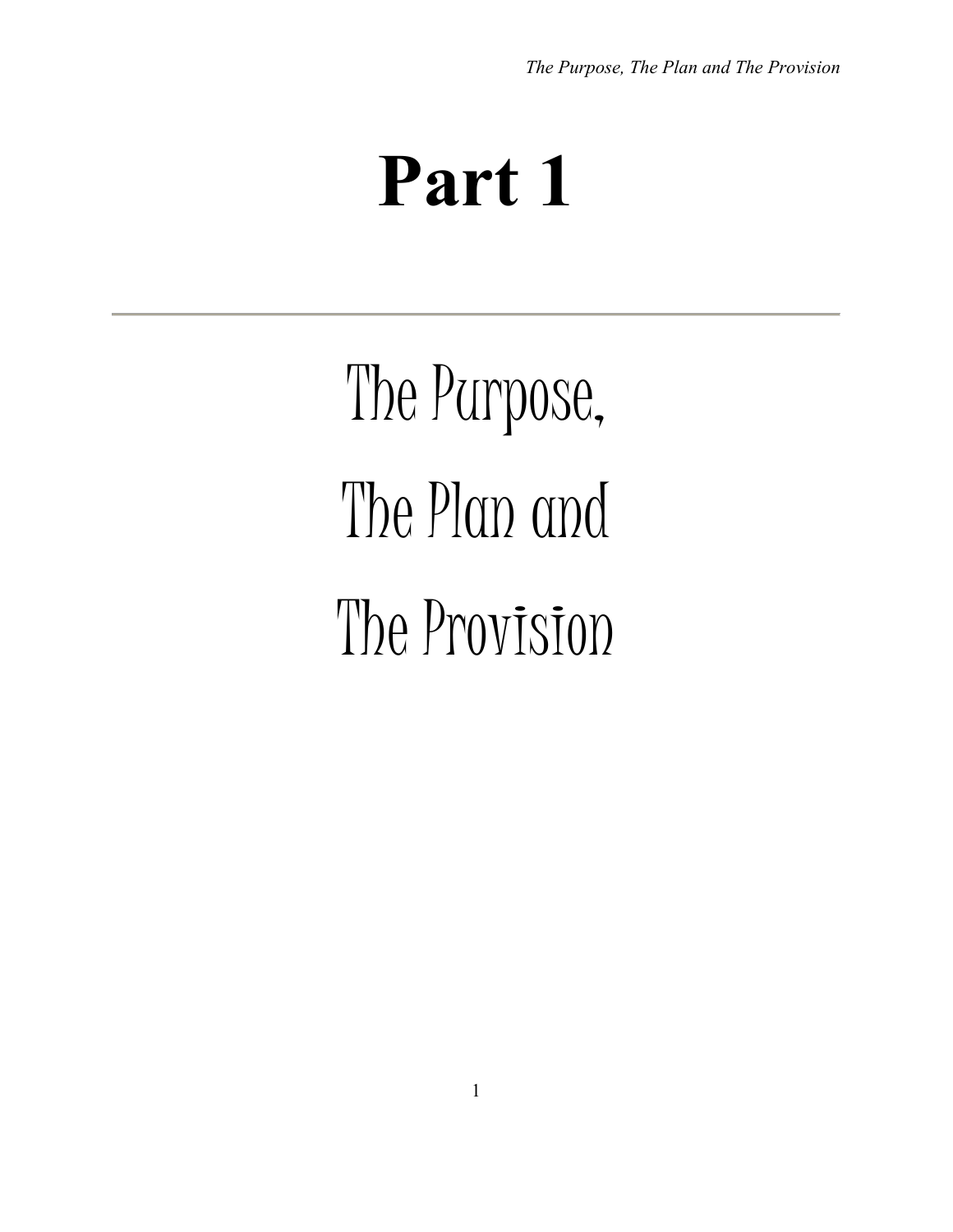# Part 1

---

## The Purpose,
## The Plan and
## The Provision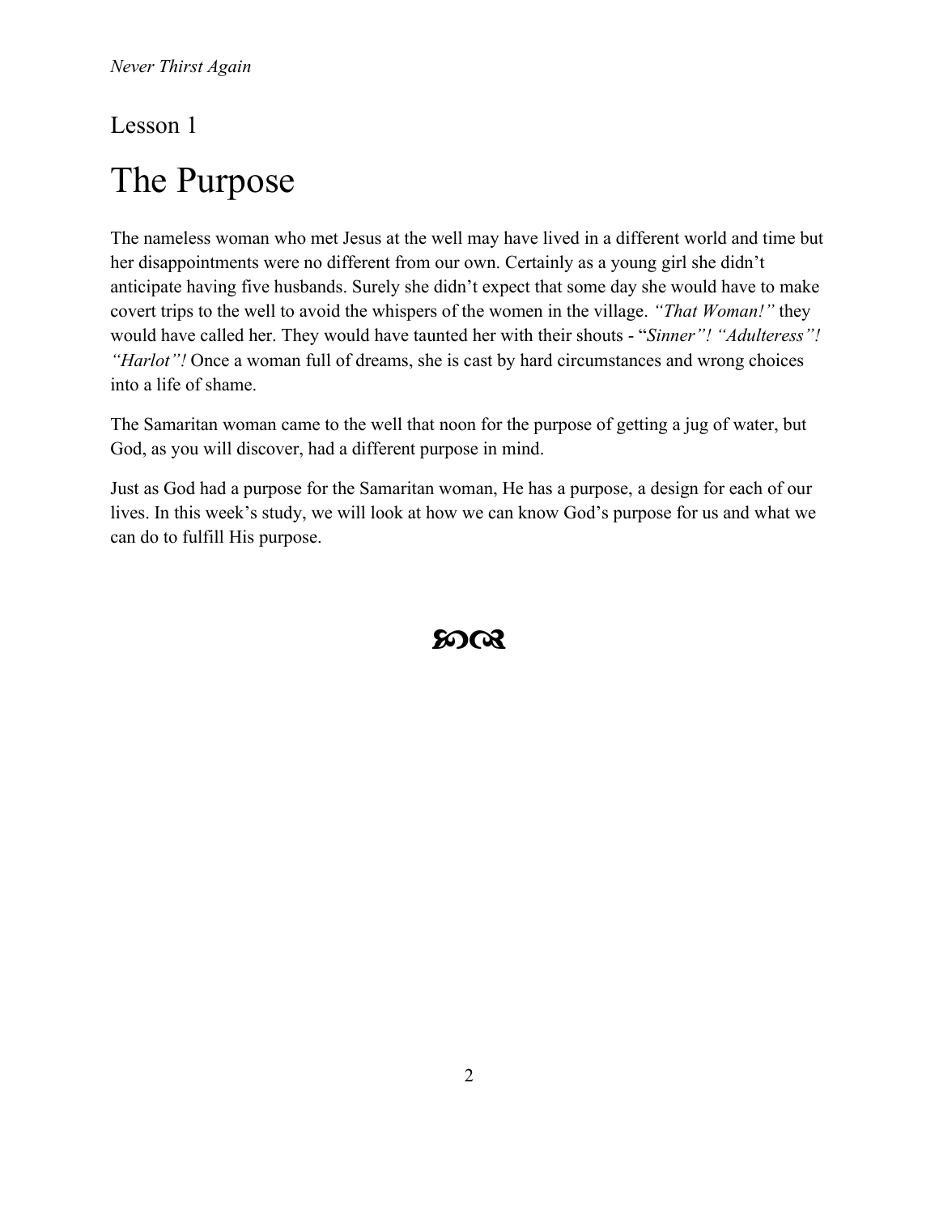Lesson 1

# The Purpose

The nameless woman who met Jesus at the well may have lived in a different world and time but her disappointments were no different from our own. Certainly as a young girl she didn't anticipate having five husbands. Surely she didn't expect that some day she would have to make covert trips to the well to avoid the whispers of the women in the village. *"That Woman!"* they would have called her. They would have taunted her with their shouts - "*Sinner"! "Adulteress"! "Harlot"!* Once a woman full of dreams, she is cast by hard circumstances and wrong choices into a life of shame.

The Samaritan woman came to the well that noon for the purpose of getting a jug of water, but God, as you will discover, had a different purpose in mind.

Just as God had a purpose for the Samaritan woman, He has a purpose, a design for each of our lives. In this week's study, we will look at how we can know God's purpose for us and what we can do to fulfill His purpose.

৯০৫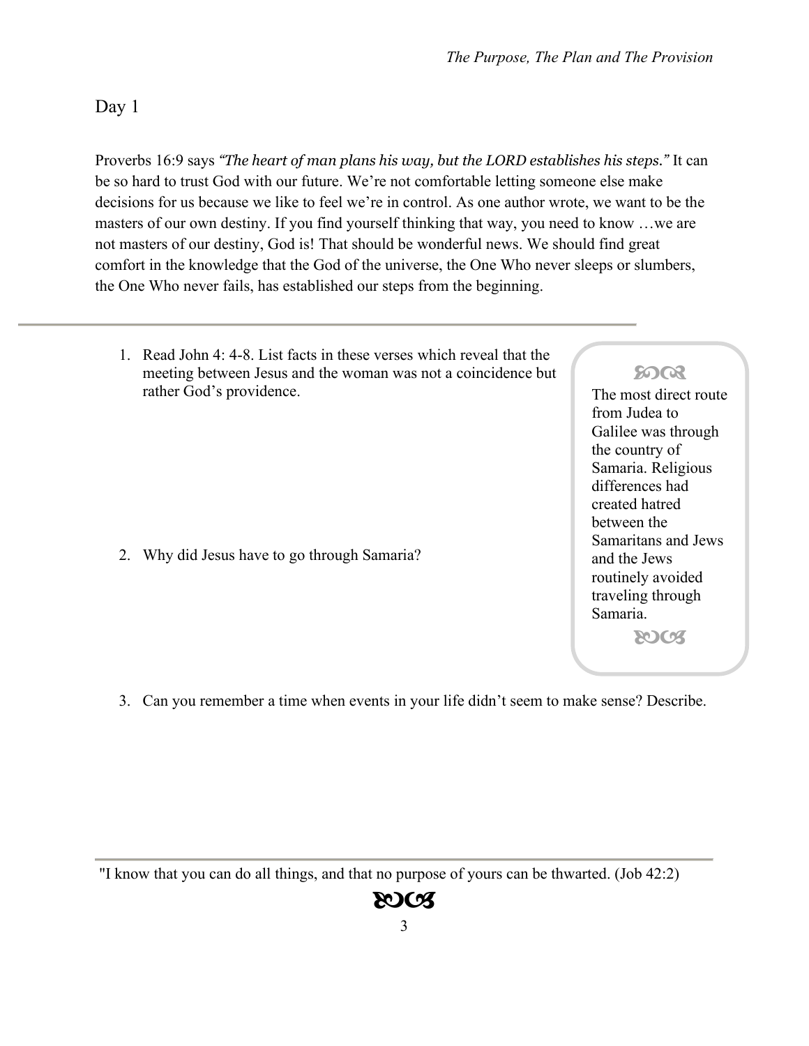## Day 1

Proverbs 16:9 says *"The heart of man plans his way, but the LORD establishes his steps."* It can be so hard to trust God with our future. We're not comfortable letting someone else make decisions for us because we like to feel we're in control. As one author wrote, we want to be the masters of our own destiny. If you find yourself thinking that way, you need to know …we are not masters of our destiny, God is! That should be wonderful news. We should find great comfort in the knowledge that the God of the universe, the One Who never sleeps or slumbers, the One Who never fails, has established our steps from the beginning.

---

1. Read John 4: 4-8. List facts in these verses which reveal that the meeting between Jesus and the woman was not a coincidence but rather God's providence.

> The most direct route from Judea to Galilee was through the country of Samaria. Religious differences had created hatred between the Samaritans and Jews and the Jews routinely avoided traveling through Samaria.

2. Why did Jesus have to go through Samaria?

3. Can you remember a time when events in your life didn't seem to make sense? Describe.

---

"I know that you can do all things, and that no purpose of yours can be thwarted. (Job 42:2)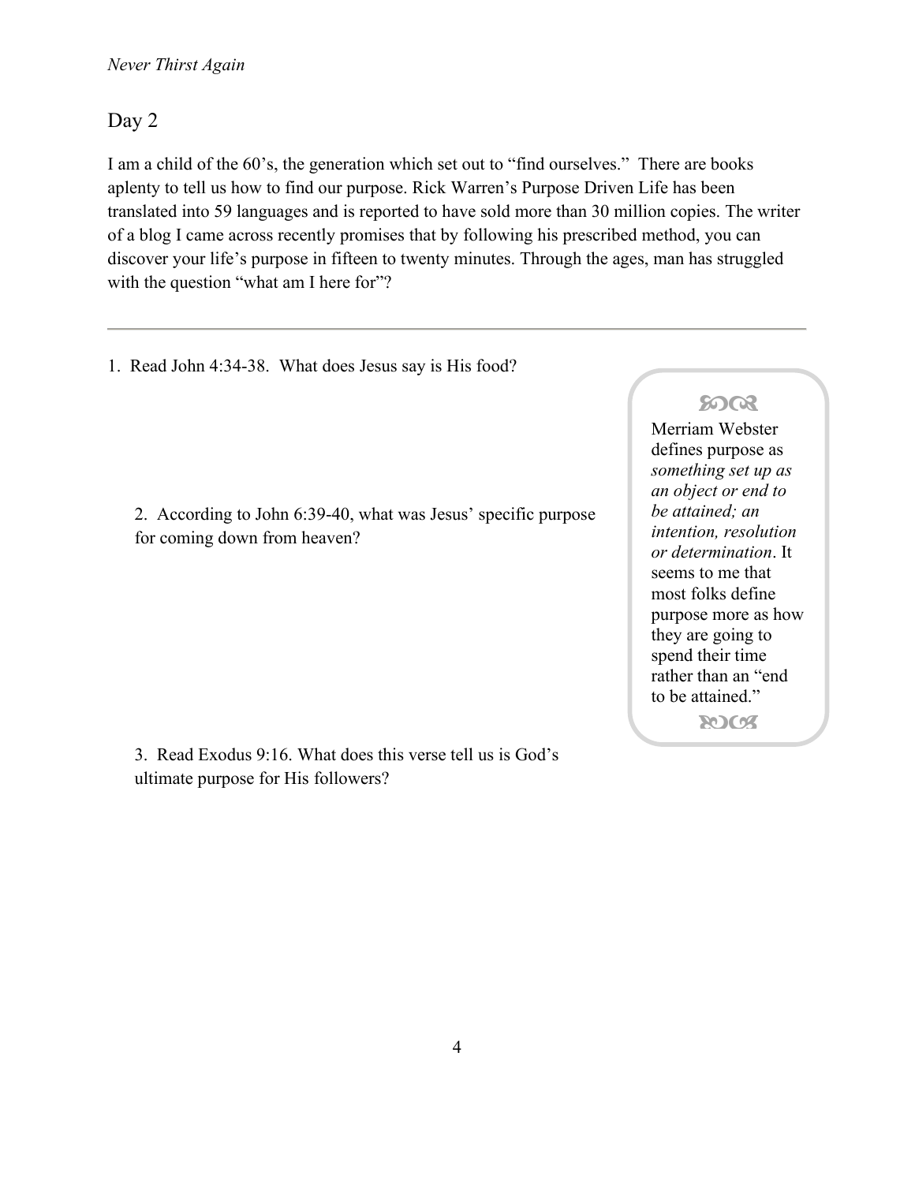## Day 2

I am a child of the 60's, the generation which set out to "find ourselves." There are books aplenty to tell us how to find our purpose. Rick Warren's Purpose Driven Life has been translated into 59 languages and is reported to have sold more than 30 million copies. The writer of a blog I came across recently promises that by following his prescribed method, you can discover your life's purpose in fifteen to twenty minutes. Through the ages, man has struggled with the question "what am I here for"?

---

1. Read John 4:34-38. What does Jesus say is His food?

2. According to John 6:39-40, what was Jesus' specific purpose for coming down from heaven?

> Merriam Webster defines purpose as *something set up as an object or end to be attained; an intention, resolution or determination*. It seems to me that most folks define purpose more as how they are going to spend their time rather than an "end to be attained."

3. Read Exodus 9:16. What does this verse tell us is God's ultimate purpose for His followers?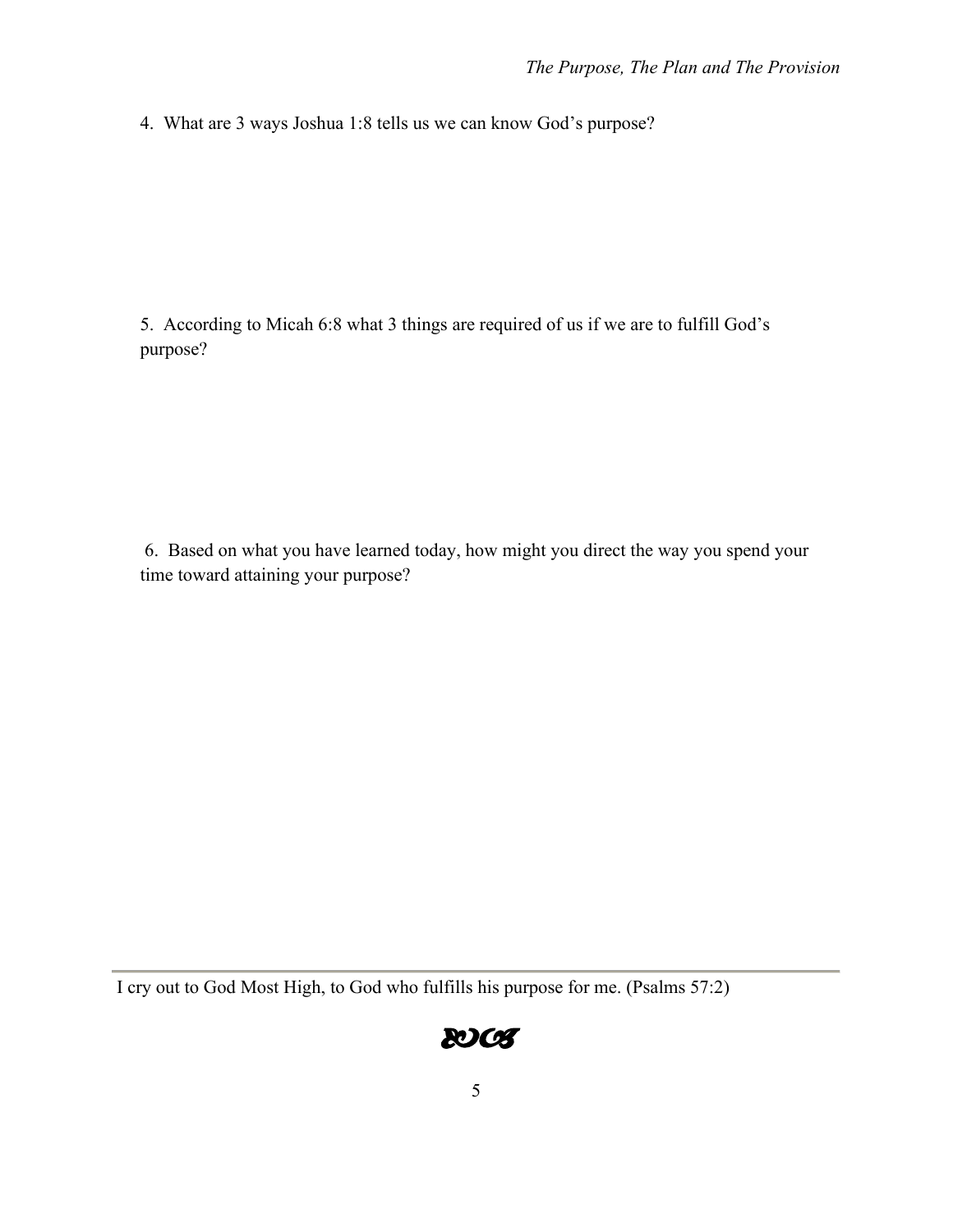4. What are 3 ways Joshua 1:8 tells us we can know God's purpose?

5. According to Micah 6:8 what 3 things are required of us if we are to fulfill God's purpose?

6. Based on what you have learned today, how might you direct the way you spend your time toward attaining your purpose?

---

I cry out to God Most High, to God who fulfills his purpose for me. (Psalms 57:2)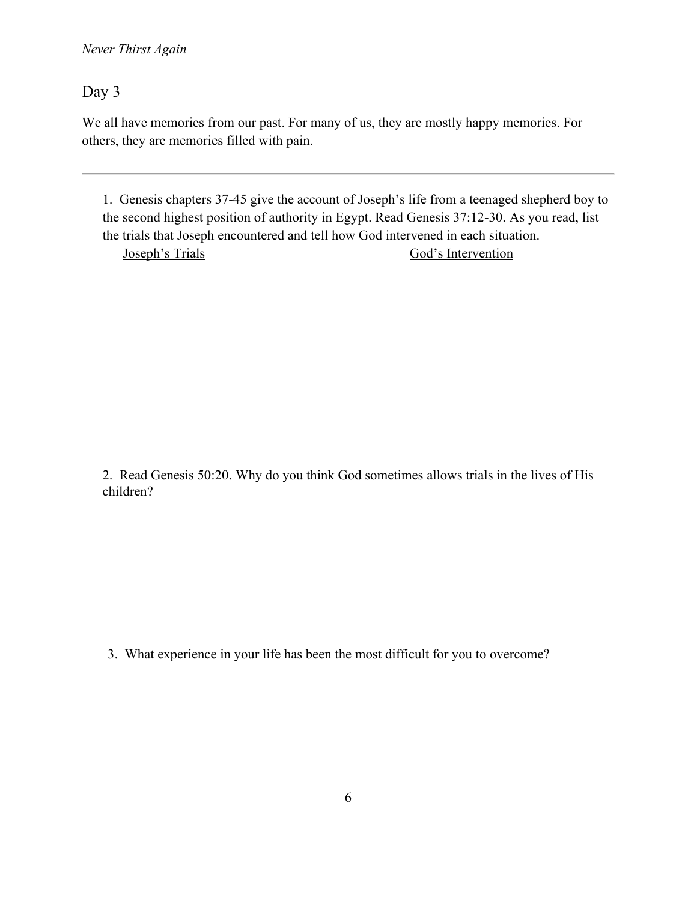## Day 3

We all have memories from our past. For many of us, they are mostly happy memories. For others, they are memories filled with pain.

---

1. Genesis chapters 37-45 give the account of Joseph's life from a teenaged shepherd boy to the second highest position of authority in Egypt. Read Genesis 37:12-30. As you read, list the trials that Joseph encountered and tell how God intervened in each situation.

| Joseph's Trials | God's Intervention |
| --- | --- |

2. Read Genesis 50:20. Why do you think God sometimes allows trials in the lives of His children?

3. What experience in your life has been the most difficult for you to overcome?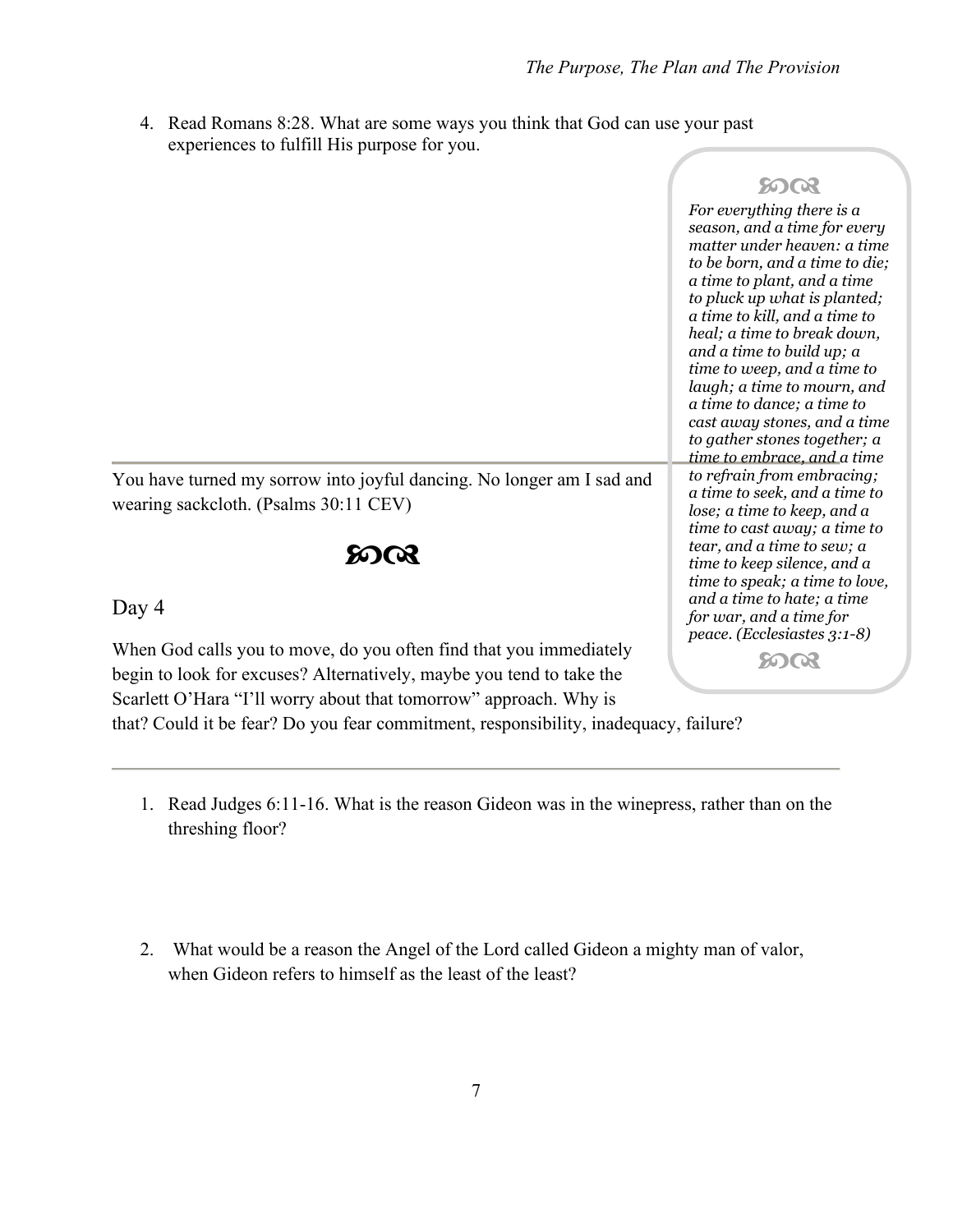4. Read Romans 8:28. What are some ways you think that God can use your past experiences to fulfill His purpose for you.

---

You have turned my sorrow into joyful dancing. No longer am I sad and wearing sackcloth. (Psalms 30:11 CEV)

> ꧁꧂
>
> *For everything there is a season, and a time for every matter under heaven: a time to be born, and a time to die; a time to plant, and a time to pluck up what is planted; a time to kill, and a time to heal; a time to break down, and a time to build up; a time to weep, and a time to laugh; a time to mourn, and a time to dance; a time to cast away stones, and a time to gather stones together; a time to embrace, and a time to refrain from embracing; a time to seek, and a time to lose; a time to keep, and a time to cast away; a time to tear, and a time to sew; a time to keep silence, and a time to speak; a time to love, and a time to hate; a time for war, and a time for peace. (Ecclesiastes 3:1-8)*
>
> ꧁꧂

꧁꧂

## Day 4

When God calls you to move, do you often find that you immediately begin to look for excuses? Alternatively, maybe you tend to take the Scarlett O'Hara "I'll worry about that tomorrow" approach. Why is that? Could it be fear? Do you fear commitment, responsibility, inadequacy, failure?

---

1. Read Judges 6:11-16. What is the reason Gideon was in the winepress, rather than on the threshing floor?

2. What would be a reason the Angel of the Lord called Gideon a mighty man of valor, when Gideon refers to himself as the least of the least?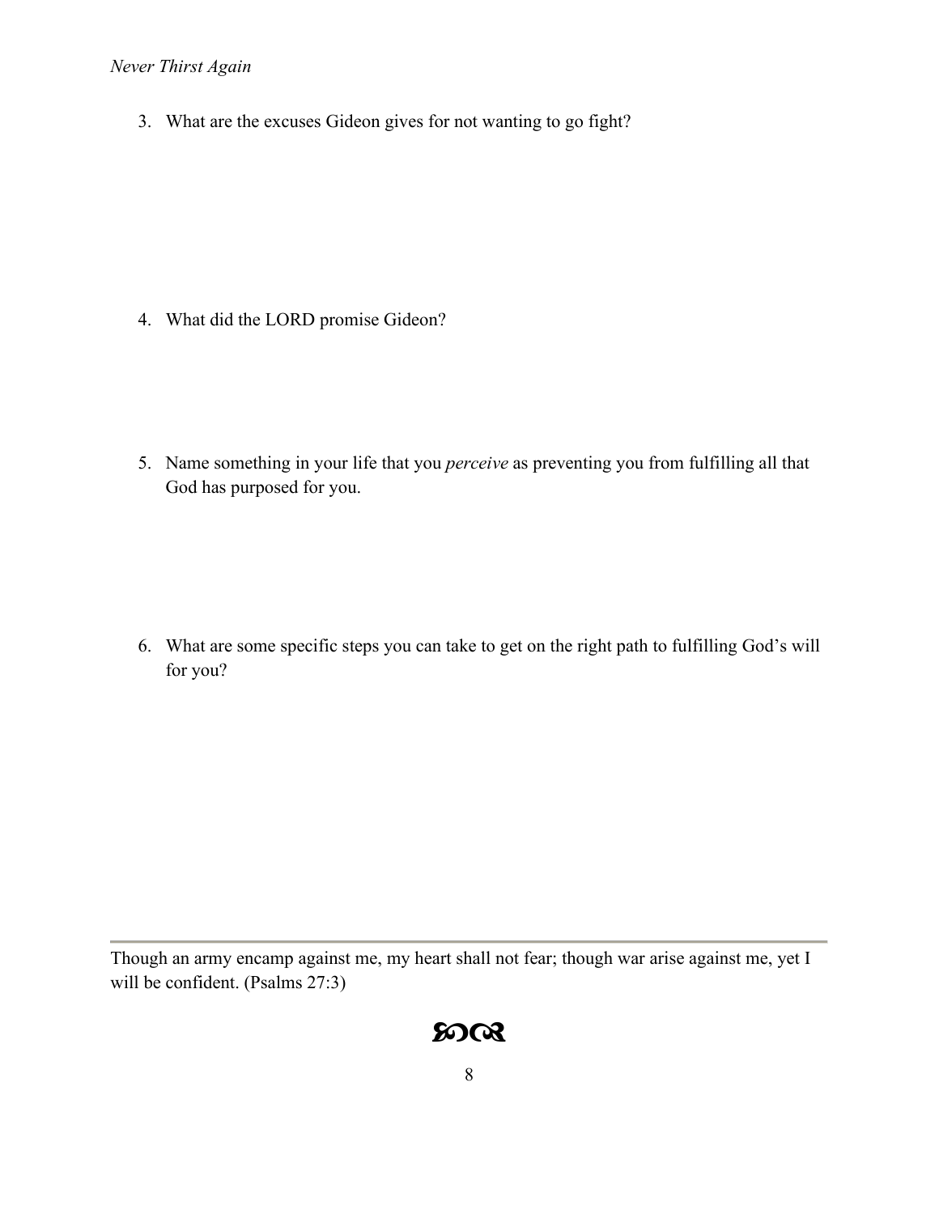3. What are the excuses Gideon gives for not wanting to go fight?

4. What did the LORD promise Gideon?

5. Name something in your life that you *perceive* as preventing you from fulfilling all that God has purposed for you.

6. What are some specific steps you can take to get on the right path to fulfilling God's will for you?

---

Though an army encamp against me, my heart shall not fear; though war arise against me, yet I will be confident. (Psalms 27:3)

ജ്ഞ